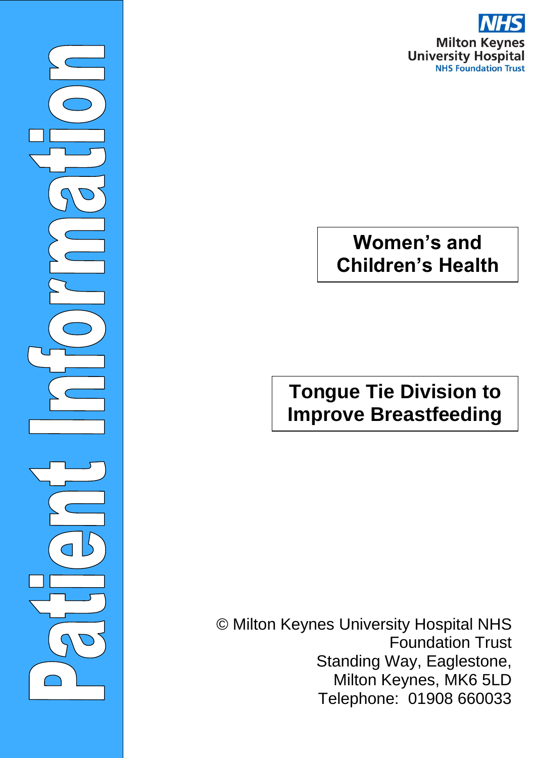Patient Information

NHS
Milton Keynes
University Hospital
NHS Foundation Trust

## Women's and Children's Health

# Tongue Tie Division to Improve Breastfeeding

© Milton Keynes University Hospital NHS Foundation Trust
Standing Way, Eaglestone,
Milton Keynes, MK6 5LD
Telephone: 01908 660033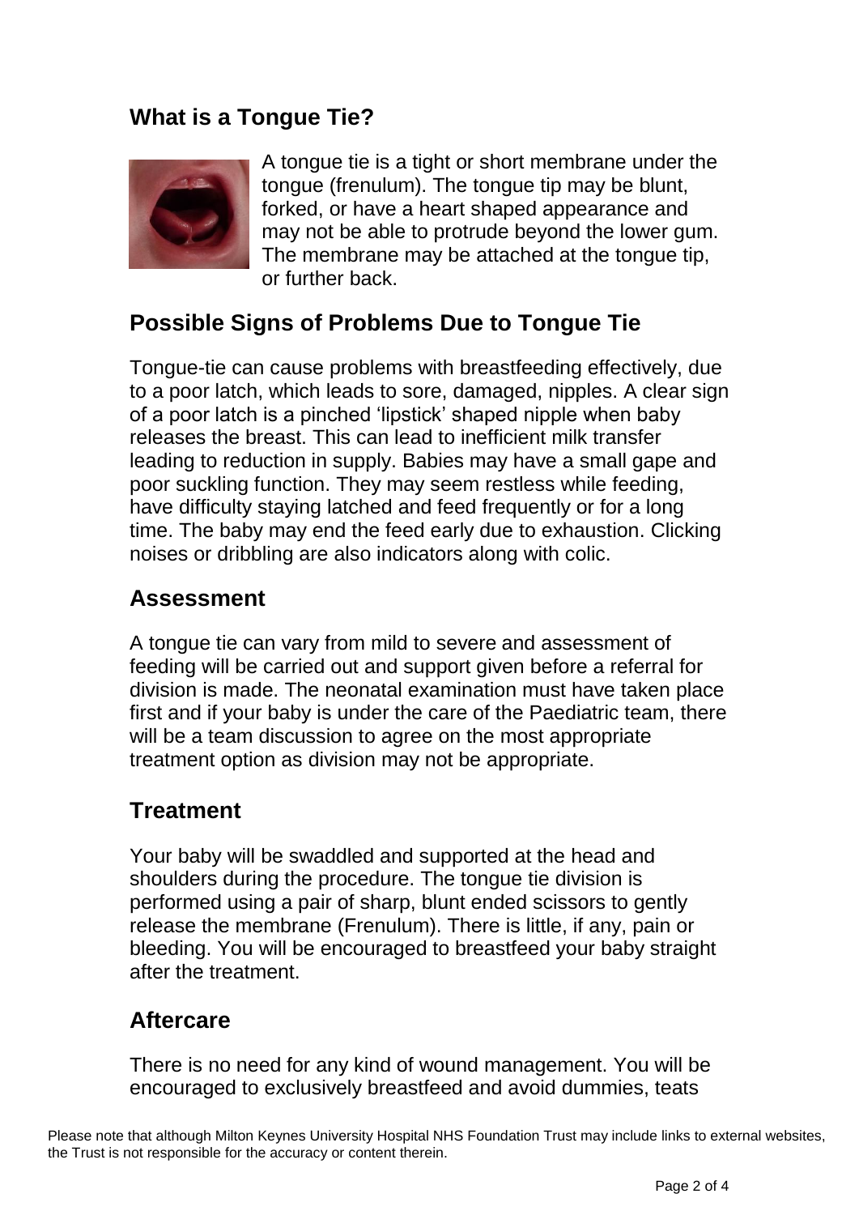## What is a Tongue Tie?

A tongue tie is a tight or short membrane under the tongue (frenulum). The tongue tip may be blunt, forked, or have a heart shaped appearance and may not be able to protrude beyond the lower gum. The membrane may be attached at the tongue tip, or further back.

## Possible Signs of Problems Due to Tongue Tie

Tongue-tie can cause problems with breastfeeding effectively, due to a poor latch, which leads to sore, damaged, nipples. A clear sign of a poor latch is a pinched 'lipstick' shaped nipple when baby releases the breast. This can lead to inefficient milk transfer leading to reduction in supply. Babies may have a small gape and poor suckling function. They may seem restless while feeding, have difficulty staying latched and feed frequently or for a long time. The baby may end the feed early due to exhaustion. Clicking noises or dribbling are also indicators along with colic.

## Assessment

A tongue tie can vary from mild to severe and assessment of feeding will be carried out and support given before a referral for division is made. The neonatal examination must have taken place first and if your baby is under the care of the Paediatric team, there will be a team discussion to agree on the most appropriate treatment option as division may not be appropriate.

## Treatment

Your baby will be swaddled and supported at the head and shoulders during the procedure. The tongue tie division is performed using a pair of sharp, blunt ended scissors to gently release the membrane (Frenulum). There is little, if any, pain or bleeding. You will be encouraged to breastfeed your baby straight after the treatment.

## Aftercare

There is no need for any kind of wound management. You will be encouraged to exclusively breastfeed and avoid dummies, teats

Please note that although Milton Keynes University Hospital NHS Foundation Trust may include links to external websites, the Trust is not responsible for the accuracy or content therein.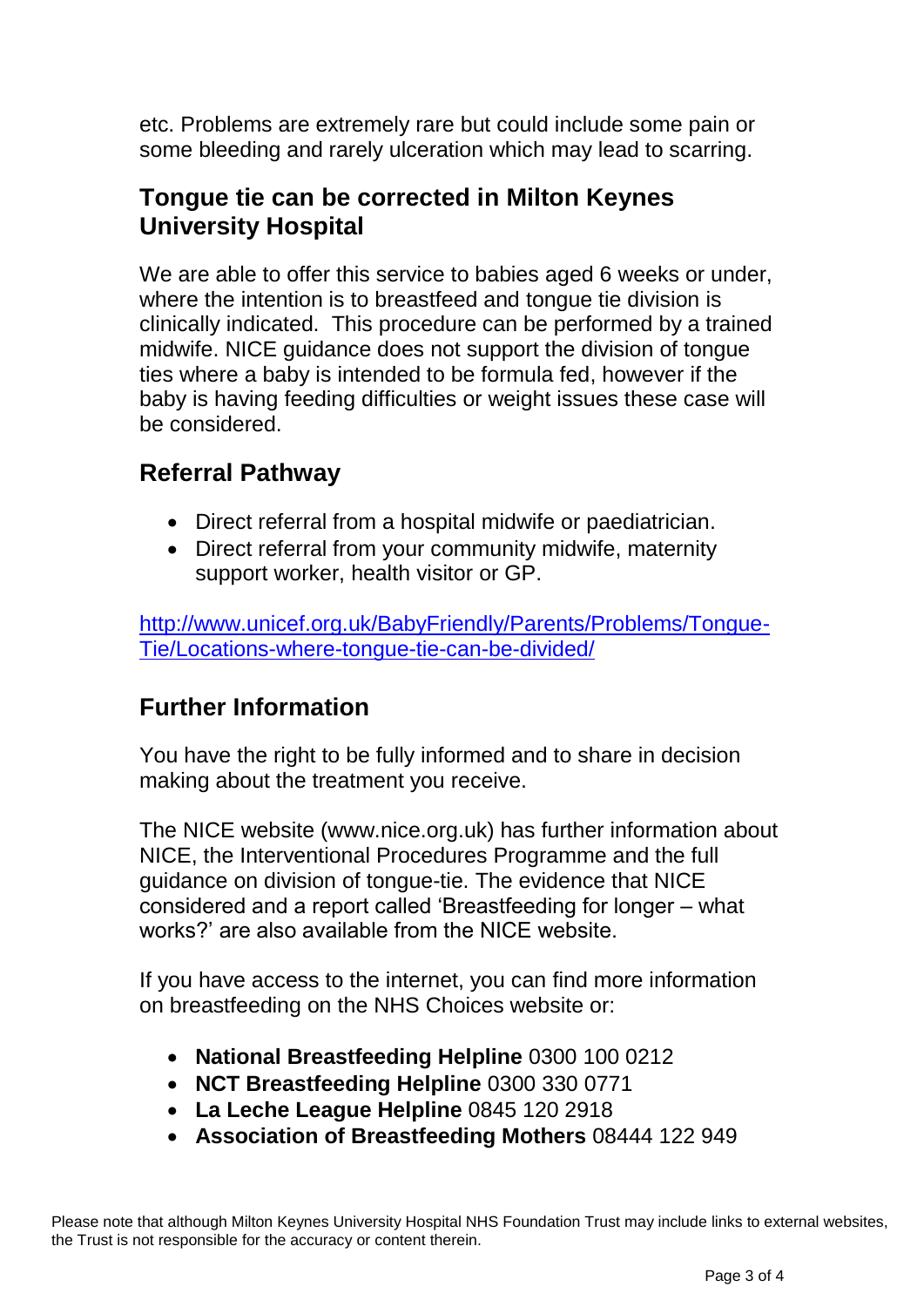etc. Problems are extremely rare but could include some pain or some bleeding and rarely ulceration which may lead to scarring.

## Tongue tie can be corrected in Milton Keynes University Hospital

We are able to offer this service to babies aged 6 weeks or under, where the intention is to breastfeed and tongue tie division is clinically indicated. This procedure can be performed by a trained midwife. NICE guidance does not support the division of tongue ties where a baby is intended to be formula fed, however if the baby is having feeding difficulties or weight issues these case will be considered.

## Referral Pathway

- Direct referral from a hospital midwife or paediatrician.
- Direct referral from your community midwife, maternity support worker, health visitor or GP.

http://www.unicef.org.uk/BabyFriendly/Parents/Problems/Tongue-Tie/Locations-where-tongue-tie-can-be-divided/

## Further Information

You have the right to be fully informed and to share in decision making about the treatment you receive.

The NICE website (www.nice.org.uk) has further information about NICE, the Interventional Procedures Programme and the full guidance on division of tongue-tie. The evidence that NICE considered and a report called 'Breastfeeding for longer – what works?' are also available from the NICE website.

If you have access to the internet, you can find more information on breastfeeding on the NHS Choices website or:

- **National Breastfeeding Helpline** 0300 100 0212
- **NCT Breastfeeding Helpline** 0300 330 0771
- **La Leche League Helpline** 0845 120 2918
- **Association of Breastfeeding Mothers** 08444 122 949

Please note that although Milton Keynes University Hospital NHS Foundation Trust may include links to external websites, the Trust is not responsible for the accuracy or content therein.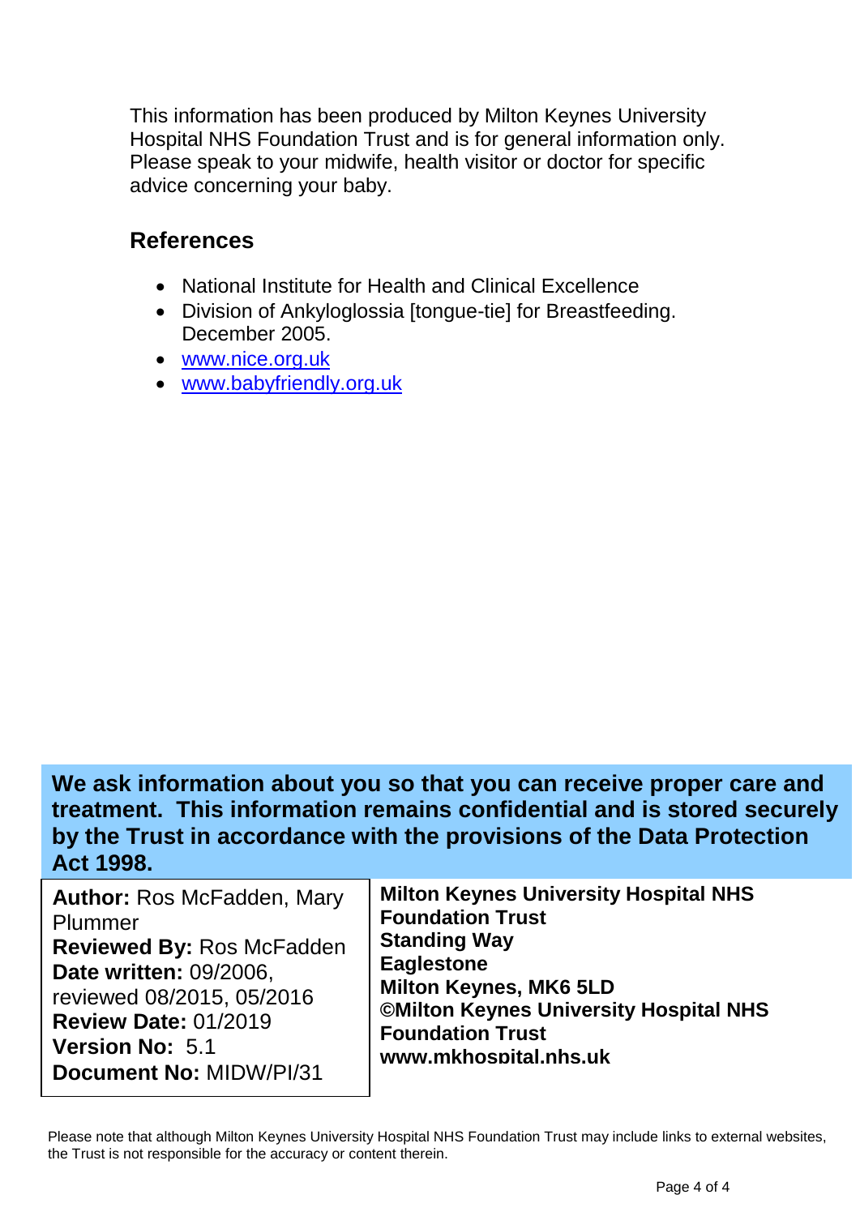This information has been produced by Milton Keynes University Hospital NHS Foundation Trust and is for general information only. Please speak to your midwife, health visitor or doctor for specific advice concerning your baby.

## References

- National Institute for Health and Clinical Excellence
- Division of Ankyloglossia [tongue-tie] for Breastfeeding. December 2005.
- www.nice.org.uk
- www.babyfriendly.org.uk

**We ask information about you so that you can receive proper care and treatment. This information remains confidential and is stored securely by the Trust in accordance with the provisions of the Data Protection Act 1998.**

| | |
|---|---|
| **Author:** Ros McFadden, Mary Plummer<br>**Reviewed By:** Ros McFadden<br>**Date written:** 09/2006, reviewed 08/2015, 05/2016<br>**Review Date:** 01/2019<br>**Version No:** 5.1<br>**Document No:** MIDW/PI/31 | **Milton Keynes University Hospital NHS Foundation Trust**<br>**Standing Way**<br>**Eaglestone**<br>**Milton Keynes, MK6 5LD**<br>**©Milton Keynes University Hospital NHS Foundation Trust**<br>**www.mkhospital.nhs.uk** |

Please note that although Milton Keynes University Hospital NHS Foundation Trust may include links to external websites, the Trust is not responsible for the accuracy or content therein.